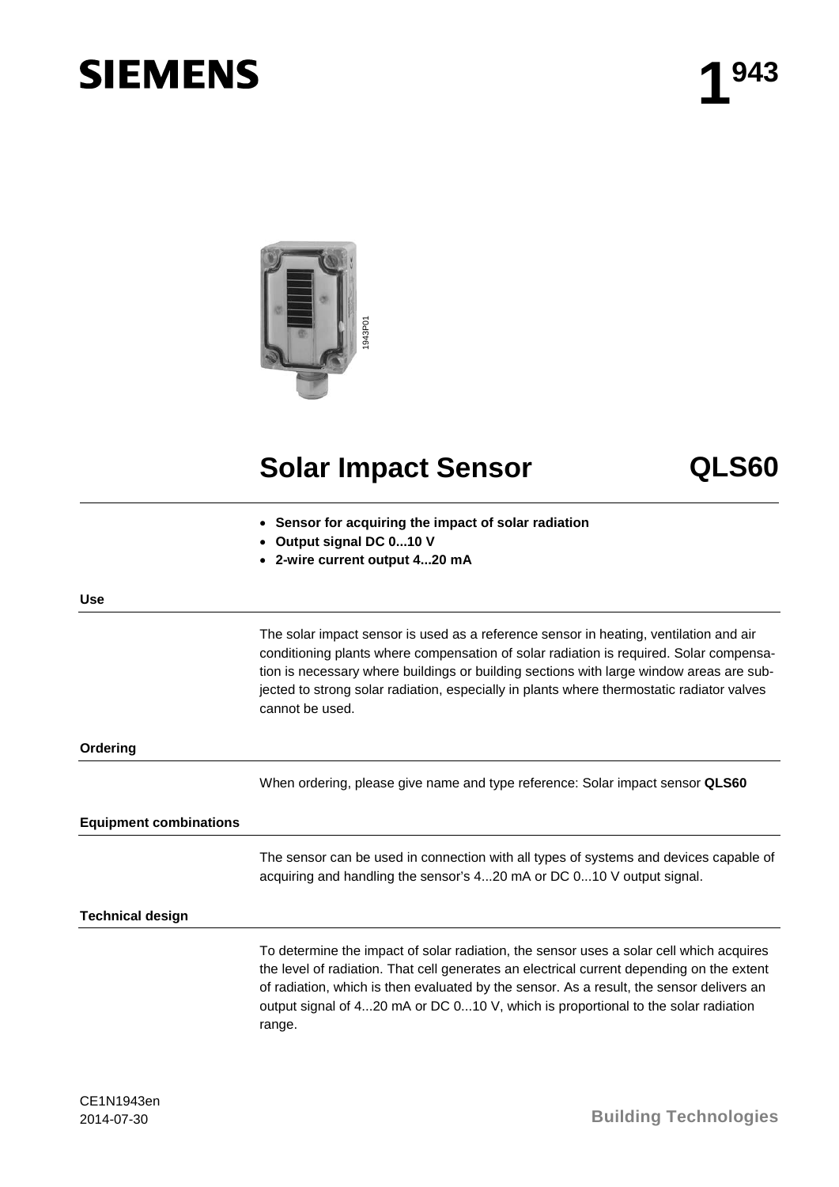# Solar Impact Sensor QLS60

- **Sensor for acquiring the impact of solar radiation**
- **Output signal DC 0...10 V**
- **2-wire current output 4...20 mA**

## Use

The solar impact sensor is used as a reference sensor in heating, ventilation and air conditioning plants where compensation of solar radiation is required. Solar compensation is necessary where buildings or building sections with large window areas are subjected to strong solar radiation, especially in plants where thermostatic radiator valves cannot be used.

## Ordering

When ordering, please give name and type reference: Solar impact sensor **QLS60**

## Equipment combinations

The sensor can be used in connection with all types of systems and devices capable of acquiring and handling the sensor's 4...20 mA or DC 0...10 V output signal.

## Technical design

To determine the impact of solar radiation, the sensor uses a solar cell which acquires the level of radiation. That cell generates an electrical current depending on the extent of radiation, which is then evaluated by the sensor. As a result, the sensor delivers an output signal of 4...20 mA or DC 0...10 V, which is proportional to the solar radiation range.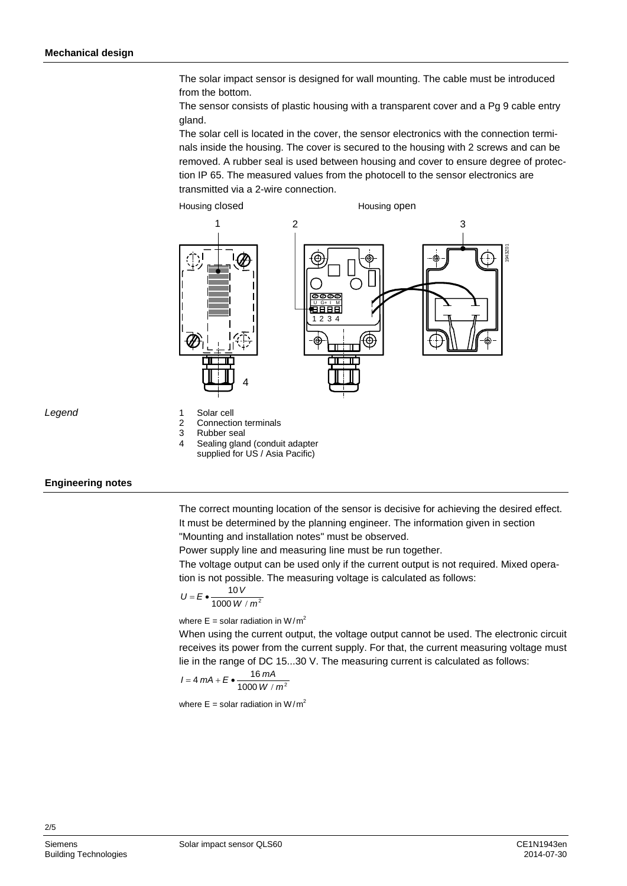## Mechanical design

The solar impact sensor is designed for wall mounting. The cable must be introduced from the bottom.

The sensor consists of plastic housing with a transparent cover and a Pg 9 cable entry gland.

The solar cell is located in the cover, the sensor electronics with the connection terminals inside the housing. The cover is secured to the housing with 2 screws and can be removed. A rubber seal is used between housing and cover to ensure degree of protection IP 65. The measured values from the photocell to the sensor electronics are transmitted via a 2-wire connection.

Housing closed          Housing open

*Legend*

1 Solar cell
2 Connection terminals
3 Rubber seal
4 Sealing gland (conduit adapter supplied for US / Asia Pacific)

## Engineering notes

The correct mounting location of the sensor is decisive for achieving the desired effect. It must be determined by the planning engineer. The information given in section "Mounting and installation notes" must be observed.

Power supply line and measuring line must be run together.

The voltage output can be used only if the current output is not required. Mixed operation is not possible. The measuring voltage is calculated as follows:

$$U = E \bullet \frac{10\,V}{1000\,W\,/\,m^2}$$

where E = solar radiation in $W/m^2$

When using the current output, the voltage output cannot be used. The electronic circuit receives its power from the current supply. For that, the current measuring voltage must lie in the range of DC 15...30 V. The measuring current is calculated as follows:

$$I = 4\,mA + E \bullet \frac{16\,mA}{1000\,W\,/\,m^2}$$

where E = solar radiation in $W/m^2$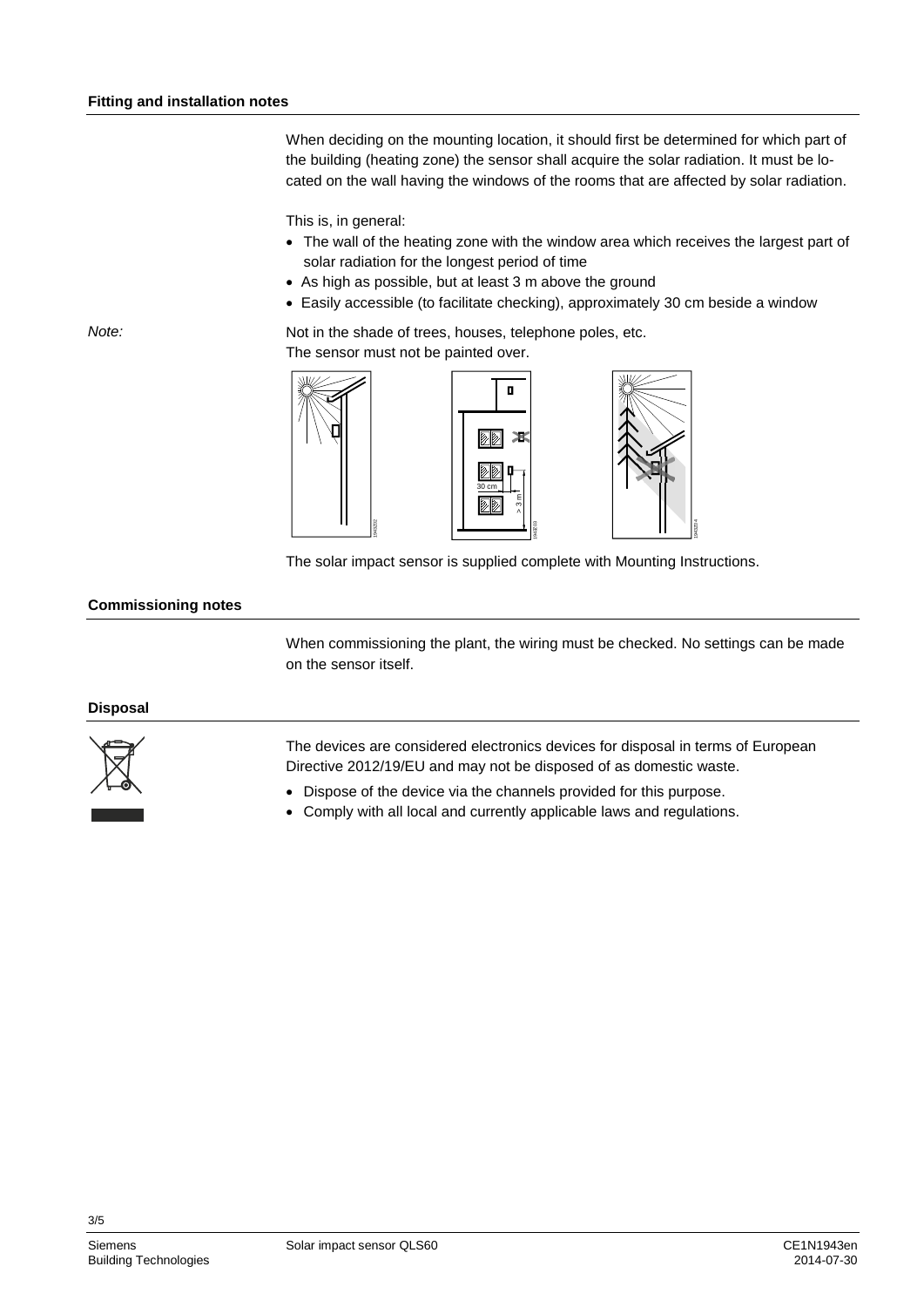## Fitting and installation notes

When deciding on the mounting location, it should first be determined for which part of the building (heating zone) the sensor shall acquire the solar radiation. It must be located on the wall having the windows of the rooms that are affected by solar radiation.

This is, in general:

- The wall of the heating zone with the window area which receives the largest part of solar radiation for the longest period of time
- As high as possible, but at least 3 m above the ground
- Easily accessible (to facilitate checking), approximately 30 cm beside a window

*Note:* Not in the shade of trees, houses, telephone poles, etc.
The sensor must not be painted over.

The solar impact sensor is supplied complete with Mounting Instructions.

## Commissioning notes

When commissioning the plant, the wiring must be checked. No settings can be made on the sensor itself.

## Disposal

The devices are considered electronics devices for disposal in terms of European Directive 2012/19/EU and may not be disposed of as domestic waste.

- Dispose of the device via the channels provided for this purpose.
- Comply with all local and currently applicable laws and regulations.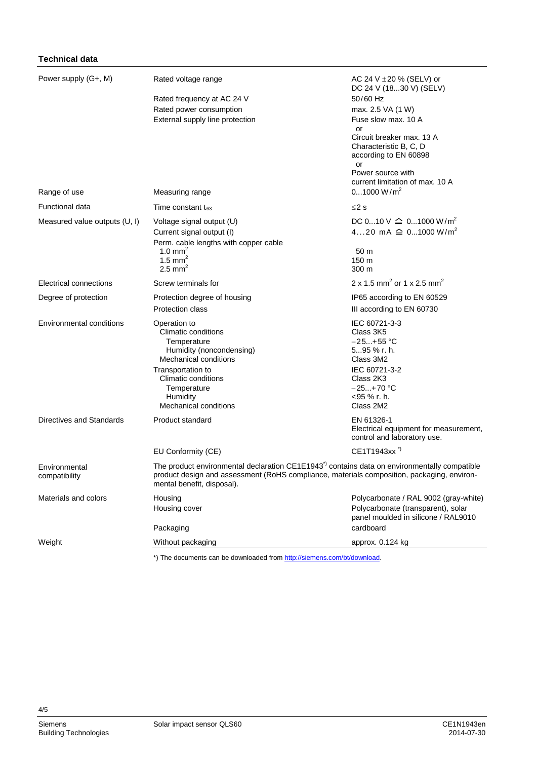## Technical data

| | | |
|---|---|---|
| Power supply (G+, M) | Rated voltage range | AC 24 V ±20 % (SELV) or<br>DC 24 V (18...30 V) (SELV) |
| | Rated frequency at AC 24 V | 50/60 Hz |
| | Rated power consumption | max. 2.5 VA (1 W) |
| | External supply line protection | Fuse slow max. 10 A<br>or<br>Circuit breaker max. 13 A<br>Characteristic B, C, D<br>according to EN 60898<br>or<br>Power source with<br>current limitation of max. 10 A |
| Range of use | Measuring range | 0...1000 W/m² |
| Functional data | Time constant $t_{63}$ | ≤2 s |
| Measured value outputs (U, I) | Voltage signal output (U) | DC 0...10 V ≙ 0...1000 W/m² |
| | Current signal output (I) | 4…20 mA ≙ 0...1000 W/m² |
| | Perm. cable lengths with copper cable | |
| | 1.0 mm² | 50 m |
| | 1.5 mm² | 150 m |
| | 2.5 mm² | 300 m |
| Electrical connections | Screw terminals for | 2 x 1.5 mm² or 1 x 2.5 mm² |
| Degree of protection | Protection degree of housing | IP65 according to EN 60529 |
| | Protection class | III according to EN 60730 |
| Environmental conditions | Operation to | IEC 60721-3-3 |
| | Climatic conditions | Class 3K5 |
| | Temperature | −25...+55 °C |
| | Humidity (noncondensing) | 5...95 % r. h. |
| | Mechanical conditions | Class 3M2 |
| | Transportation to | IEC 60721-3-2 |
| | Climatic conditions | Class 2K3 |
| | Temperature | −25...+70 °C |
| | Humidity | <95 % r. h. |
| | Mechanical conditions | Class 2M2 |
| Directives and Standards | Product standard | EN 61326-1<br>Electrical equipment for measurement, control and laboratory use. |
| | EU Conformity (CE) | CE1T1943xx *) |
| Environmental compatibility | The product environmental declaration CE1E1943*) contains data on environmentally compatible product design and assessment (RoHS compliance, materials composition, packaging, environmental benefit, disposal). | |
| Materials and colors | Housing | Polycarbonate / RAL 9002 (gray-white) |
| | Housing cover | Polycarbonate (transparent), solar panel moulded in silicone / RAL9010 |
| | Packaging | cardboard |
| Weight | Without packaging | approx. 0.124 kg |

*) The documents can be downloaded from http://siemens.com/bt/download.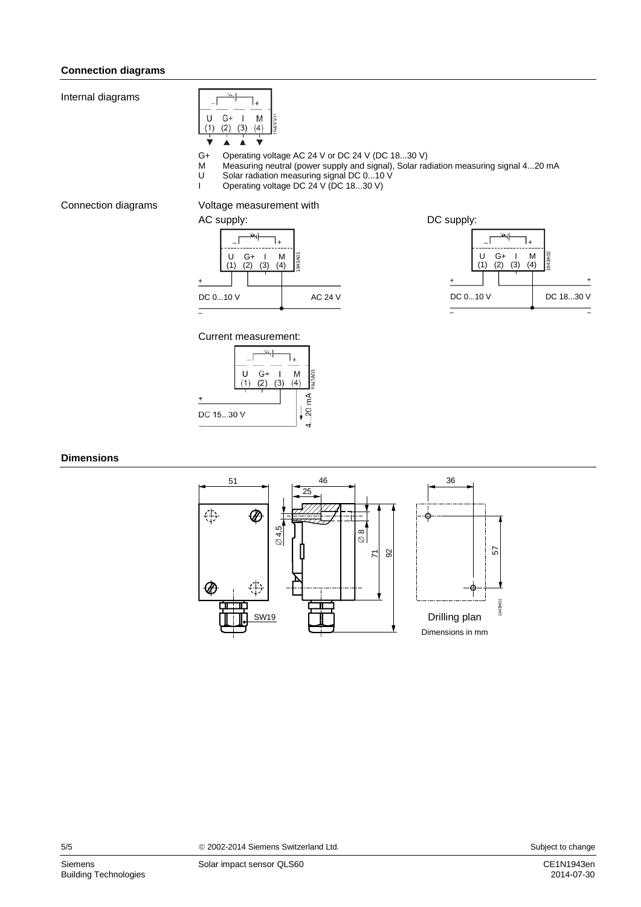## Connection diagrams

Internal diagrams

U (1) G+ (2) I (3) M (4)

G+ Operating voltage AC 24 V or DC 24 V (DC 18...30 V)
M Measuring neutral (power supply and signal), Solar radiation measuring signal 4...20 mA
U Solar radiation measuring signal DC 0...10 V
I Operating voltage DC 24 V (DC 18...30 V)

Connection diagrams

Voltage measurement with

AC supply:

U (1) G+ (2) I (3) M (4)

DC 0...10 V

AC 24 V

DC supply:

U (1) G+ (2) I (3) M (4)

DC 0...10 V

DC 18...30 V

Current measurement:

U (1) G+ (2) I (3) M (4)

DC 15...30 V

4...20 mA

## Dimensions

51

46

25

36

Ø 4,5

Ø 8

71

92

57

SW19

Drilling plan

Dimensions in mm